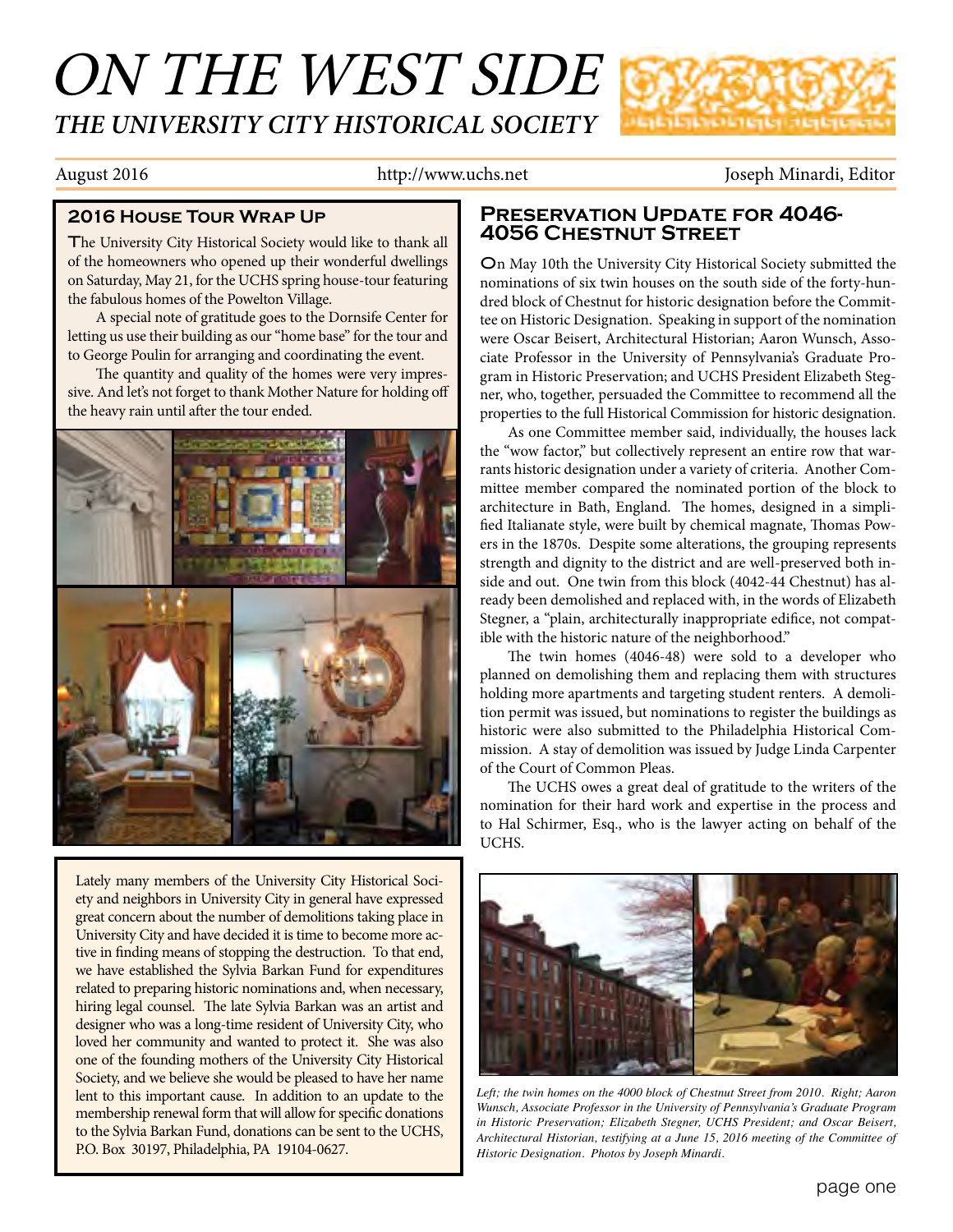# ON THE WEST SIDE

## THE UNIVERSITY CITY HISTORICAL SOCIETY

August 2016 http://www.uchs.net Joseph Minardi, Editor

### 2016 House Tour Wrap Up

The University City Historical Society would like to thank all of the homeowners who opened up their wonderful dwellings on Saturday, May 21, for the UCHS spring house-tour featuring the fabulous homes of the Powelton Village.

A special note of gratitude goes to the Dornsife Center for letting us use their building as our "home base" for the tour and to George Poulin for arranging and coordinating the event.

The quantity and quality of the homes were very impressive. And let's not forget to thank Mother Nature for holding off the heavy rain until after the tour ended.

Lately many members of the University City Historical Society and neighbors in University City in general have expressed great concern about the number of demolitions taking place in University City and have decided it is time to become more active in finding means of stopping the destruction. To that end, we have established the Sylvia Barkan Fund for expenditures related to preparing historic nominations and, when necessary, hiring legal counsel. The late Sylvia Barkan was an artist and designer who was a long-time resident of University City, who loved her community and wanted to protect it. She was also one of the founding mothers of the University City Historical Society, and we believe she would be pleased to have her name lent to this important cause. In addition to an update to the membership renewal form that will allow for specific donations to the Sylvia Barkan Fund, donations can be sent to the UCHS, P.O. Box 30197, Philadelphia, PA 19104-0627.

### Preservation Update for 4046-4056 Chestnut Street

On May 10th the University City Historical Society submitted the nominations of six twin houses on the south side of the forty-hundred block of Chestnut for historic designation before the Committee on Historic Designation. Speaking in support of the nomination were Oscar Beisert, Architectural Historian; Aaron Wunsch, Associate Professor in the University of Pennsylvania's Graduate Program in Historic Preservation; and UCHS President Elizabeth Stegner, who, together, persuaded the Committee to recommend all the properties to the full Historical Commission for historic designation.

As one Committee member said, individually, the houses lack the "wow factor," but collectively represent an entire row that warrants historic designation under a variety of criteria. Another Committee member compared the nominated portion of the block to architecture in Bath, England. The homes, designed in a simplified Italianate style, were built by chemical magnate, Thomas Powers in the 1870s. Despite some alterations, the grouping represents strength and dignity to the district and are well-preserved both inside and out. One twin from this block (4042-44 Chestnut) has already been demolished and replaced with, in the words of Elizabeth Stegner, a "plain, architecturally inappropriate edifice, not compatible with the historic nature of the neighborhood."

The twin homes (4046-48) were sold to a developer who planned on demolishing them and replacing them with structures holding more apartments and targeting student renters. A demolition permit was issued, but nominations to register the buildings as historic were also submitted to the Philadelphia Historical Commission. A stay of demolition was issued by Judge Linda Carpenter of the Court of Common Pleas.

The UCHS owes a great deal of gratitude to the writers of the nomination for their hard work and expertise in the process and to Hal Schirmer, Esq., who is the lawyer acting on behalf of the UCHS.

*Left; the twin homes on the 4000 block of Chestnut Street from 2010. Right; Aaron Wunsch, Associate Professor in the University of Pennsylvania's Graduate Program in Historic Preservation; Elizabeth Stegner, UCHS President; and Oscar Beisert, Architectural Historian, testifying at a June 15, 2016 meeting of the Committee of Historic Designation. Photos by Joseph Minardi.*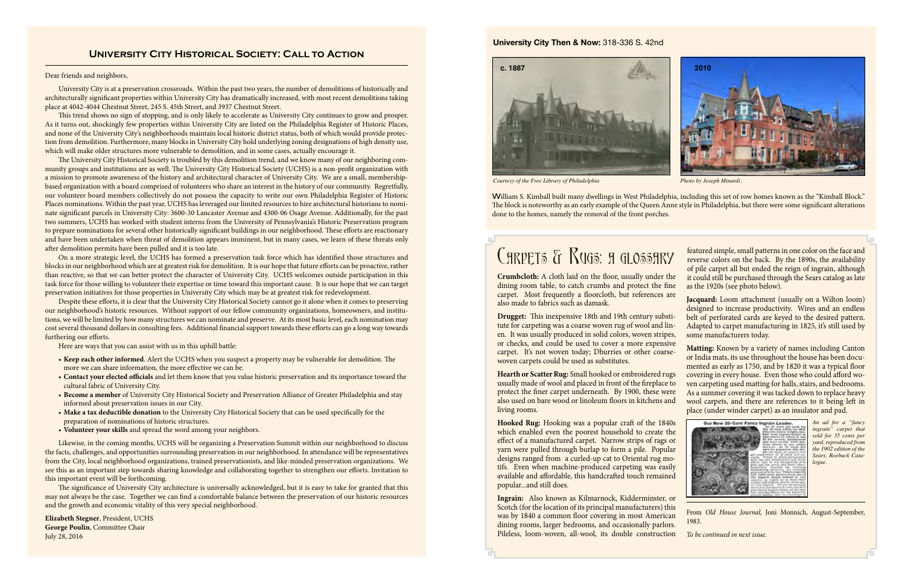## University City Historical Society: Call to Action

Dear friends and neighbors,

University City is at a preservation crossroads. Within the past two years, the number of demolitions of historically and architecturally significant properties within University City has dramatically increased, with most recent demolitions taking place at 4042-4044 Chestnut Street, 245 S. 45th Street, and 3937 Chestnut Street.

This trend shows no sign of stopping, and is only likely to accelerate as University City continues to grow and prosper. As it turns out, shockingly few properties within University City are listed on the Philadelphia Register of Historic Places, and none of the University City's neighborhoods maintain local historic district status, both of which would provide protection from demolition. Furthermore, many blocks in University City hold underlying zoning designations of high density use, which will make older structures more vulnerable to demolition, and in some cases, actually encourage it.

The University City Historical Society is troubled by this demolition trend, and we know many of our neighboring community groups and institutions are as well. The University City Historical Society (UCHS) is a non-profit organization with a mission to promote awareness of the history and architectural character of University City. We are a small, membership-based organization with a board comprised of volunteers who share an interest in the history of our community. Regretfully, our volunteer board members collectively do not possess the capacity to write our own Philadelphia Register of Historic Places nominations. Within the past year, UCHS has leveraged our limited resources to hire architectural historians to nominate significant parcels in University City: 3600-30 Lancaster Avenue and 4300-06 Osage Avenue. Additionally, for the past two summers, UCHS has worked with student interns from the University of Pennsylvania's Historic Preservation program to prepare nominations for several other historically significant buildings in our neighborhood. These efforts are reactionary and have been undertaken when threat of demolition appears imminent, but in many cases, we learn of these threats only after demolition permits have been pulled and it is too late.

On a more strategic level, the UCHS has formed a preservation task force which has identified those structures and blocks in our neighborhood which are at greatest risk for demolition. It is our hope that future efforts can be proactive, rather than reactive, so that we can better protect the character of University City. UCHS welcomes outside participation in this task force for those willing to volunteer their expertise or time toward this important cause. It is our hope that we can target preservation initiatives for those properties in University City which may be at greatest risk for redevelopment.

Despite these efforts, it is clear that the University City Historical Society cannot go it alone when it comes to preserving our neighborhood's historic resources. Without support of our fellow community organizations, homeowners, and institutions, we will be limited by how many structures we can nominate and preserve. At its most basic level, each nomination may cost several thousand dollars in consulting fees. Additional financial support towards these efforts can go a long way towards furthering our efforts.

Here are ways that you can assist with us in this uphill battle:

- **Keep each other informed**. Alert the UCHS when you suspect a property may be vulnerable for demolition. The more we can share information, the more effective we can be.
- **Contact your elected officials** and let them know that you value historic preservation and its importance toward the cultural fabric of University City.
- **Become a member** of University City Historical Society and Preservation Alliance of Greater Philadelphia and stay informed about preservation issues in our City.
- **Make a tax deductible donation** to the University City Historical Society that can be used specifically for the preparation of nominations of historic structures.
- **Volunteer your skills** and spread the word among your neighbors.

Likewise, in the coming months, UCHS will be organizing a Preservation Summit within our neighborhood to discuss the facts, challenges, and opportunities surrounding preservation in our neighborhood. In attendance will be representatives from the City, local neighborhood organizations, trained preservationists, and like-minded preservation organizations. We see this as an important step towards sharing knowledge and collaborating together to strengthen our efforts. Invitation to this important event will be forthcoming.

The significance of University City architecture is universally acknowledged, but it is easy to take for granted that this may not always be the case. Together we can find a comfortable balance between the preservation of our historic resources and the growth and economic vitality of this very special neighborhood.

**Elizabeth Stegner**, President, UCHS
**George Poulin**, Committee Chair
July 28, 2016

**University City Then & Now:** 318-336 S. 42nd

c. 1887

*Courtesy of the Free Library of Philadelphia*

2010

*Photo by Joseph Minardi*.

William S. Kimball built many dwellings in West Philadelphia, including this set of row homes known as the "Kimball Block." The block is noteworthy as an early example of the Queen Anne style in Philadelphia, but there were some significant alterations done to the homes, namely the removal of the front porches.

## Carpets & Rugs: A Glossary

**Crumbcloth:** A cloth laid on the floor, usually under the dining room table, to catch crumbs and protect the fine carpet. Most frequently a floorcloth, but references are also made to fabrics such as damask.

**Drugget:** This inexpensive 18th and 19th century substitute for carpeting was a coarse woven rug of wool and linen. It was usually produced in solid colors, woven stripes, or checks, and could be used to cover a more expensive carpet. It's not woven today; Dhurries or other coarse-woven carpets could be used as substitutes.

**Hearth or Scatter Rug:** Small hooked or embroidered rugs usually made of wool and placed in front of the fireplace to protect the finer carpet underneath. By 1900, these were also used on bare wood or linoleum floors in kitchens and living rooms.

**Hooked Rug:** Hooking was a popular craft of the 1840s which enabled even the poorest household to create the effect of a manufactured carpet. Narrow strips of rags or yarn were pulled through burlap to form a pile. Popular designs ranged from a curled-up cat to Oriental rug motifs. Even when machine-produced carpeting was easily available and affordable, this handcrafted touch remained popular...and still does.

**Ingrain:** Also known as Kilmarnock, Kidderminster, or Scotch (for the location of its principal manufacturers) this was by 1840 a common floor covering in most American dining rooms, larger bedrooms, and occasionally parlors. Pileless, loom-woven, all-wool, its double construction featured simple, small patterns in one color on the face and reverse colors on the back. By the 1890s, the availability of pile carpet all but ended the reign of ingrain, although it could still be purchased through the Sears catalog as late as the 1920s (see photo below).

**Jacquard:** Loom attachment (usually on a Wilton loom) designed to increase productivity. Wires and an endless belt of perforated cards are keyed to the desired pattern. Adapted to carpet manufacturing in 1825, it's still used by some manufacturers today.

**Matting:** Known by a variety of names including Canton or India mats, its use throughout the house has been documented as early as 1750, and by 1820 it was a typical floor covering in every house. Even those who could afford woven carpeting used matting for halls, stairs, and bedrooms. As a summer covering it was tacked down to replace heavy wool carpets, and there are references to it being left in place (under winter carpet) as an insulator and pad.

*An ad for a "fancy ingrain" carpet that sold for 35 cents per yard, reproduced from the 1902 edition of the Sears, Roebuck Catalogue.*

From *Old House Journal*, Joni Monnich, August-September, 1983.

*To be continued in next issue.*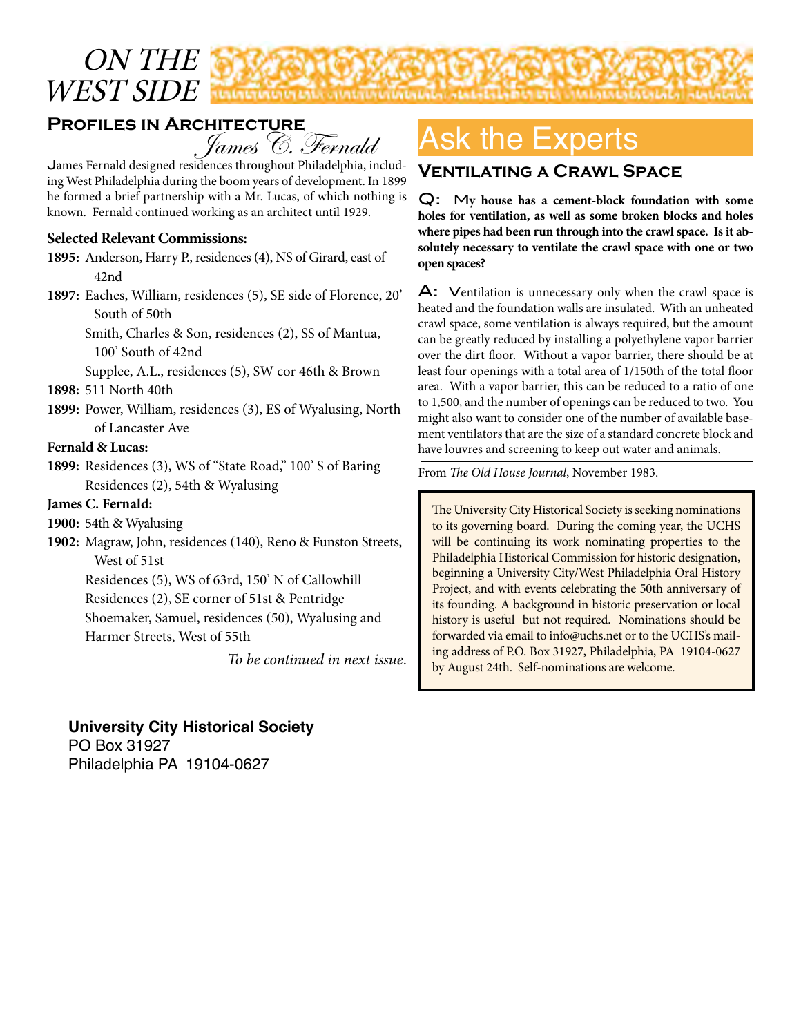# ON THE WEST SIDE

## Profiles in Architecture

### James C. Fernald

James Fernald designed residences throughout Philadelphia, including West Philadelphia during the boom years of development. In 1899 he formed a brief partnership with a Mr. Lucas, of which nothing is known. Fernald continued working as an architect until 1929.

**Selected Relevant Commissions:**

**1895:** Anderson, Harry P., residences (4), NS of Girard, east of 42nd

**1897:** Eaches, William, residences (5), SE side of Florence, 20' South of 50th

Smith, Charles & Son, residences (2), SS of Mantua, 100' South of 42nd

Supplee, A.L., residences (5), SW cor 46th & Brown

**1898:** 511 North 40th

**1899:** Power, William, residences (3), ES of Wyalusing, North of Lancaster Ave

**Fernald & Lucas:**

**1899:** Residences (3), WS of "State Road," 100' S of Baring

Residences (2), 54th & Wyalusing

**James C. Fernald:**

**1900:** 54th & Wyalusing

**1902:** Magraw, John, residences (140), Reno & Funston Streets, West of 51st

Residences (5), WS of 63rd, 150' N of Callowhill

Residences (2), SE corner of 51st & Pentridge

Shoemaker, Samuel, residences (50), Wyalusing and Harmer Streets, West of 55th

*To be continued in next issue.*

# Ask the Experts

## Ventilating a Crawl Space

**Q: My house has a cement-block foundation with some holes for ventilation, as well as some broken blocks and holes where pipes had been run through into the crawl space. Is it absolutely necessary to ventilate the crawl space with one or two open spaces?**

**A:** Ventilation is unnecessary only when the crawl space is heated and the foundation walls are insulated. With an unheated crawl space, some ventilation is always required, but the amount can be greatly reduced by installing a polyethylene vapor barrier over the dirt floor. Without a vapor barrier, there should be at least four openings with a total area of 1/150th of the total floor area. With a vapor barrier, this can be reduced to a ratio of one to 1,500, and the number of openings can be reduced to two. You might also want to consider one of the number of available basement ventilators that are the size of a standard concrete block and have louvres and screening to keep out water and animals.

From *The Old House Journal*, November 1983.

The University City Historical Society is seeking nominations to its governing board. During the coming year, the UCHS will be continuing its work nominating properties to the Philadelphia Historical Commission for historic designation, beginning a University City/West Philadelphia Oral History Project, and with events celebrating the 50th anniversary of its founding. A background in historic preservation or local history is useful but not required. Nominations should be forwarded via email to info@uchs.net or to the UCHS's mailing address of P.O. Box 31927, Philadelphia, PA 19104-0627 by August 24th. Self-nominations are welcome.

**University City Historical Society**
PO Box 31927
Philadelphia PA 19104-0627